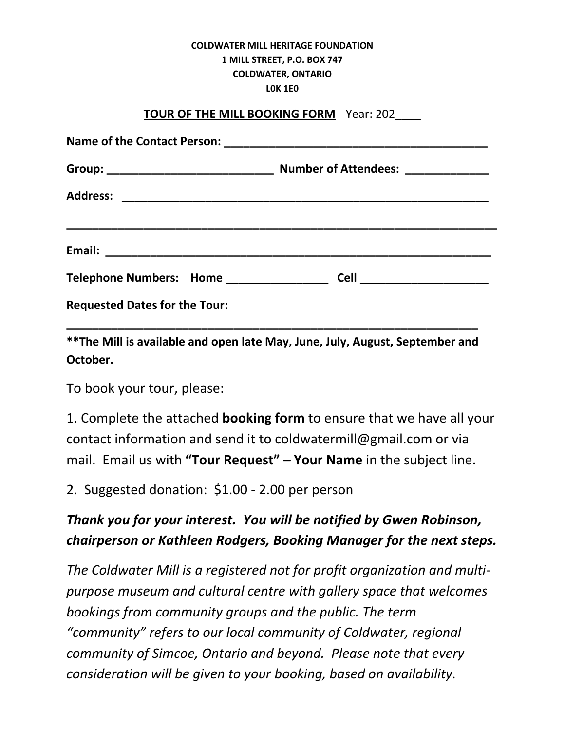**COLDWATER MILL HERITAGE FOUNDATION**
**1 MILL STREET, P.O. BOX 747**
**COLDWATER, ONTARIO**
**L0K 1E0**

**TOUR OF THE MILL BOOKING FORM** Year: 202____

**Name of the Contact Person:** ________________________________________

**Group:** __________________________ **Number of Attendees:** _____________

**Address:** __________________________________________________________

_________________________________________________________________

**Email:** ____________________________________________________________

**Telephone Numbers: Home** ________________ **Cell** ____________________

**Requested Dates for the Tour:**

_________________________________________________________________

**\*\*The Mill is available and open late May, June, July, August, September and October.**

To book your tour, please:

1. Complete the attached **booking form** to ensure that we have all your contact information and send it to coldwatermill@gmail.com or via mail. Email us with **"Tour Request" – Your Name** in the subject line.

2. Suggested donation: $1.00 - 2.00 per person

***Thank you for your interest. You will be notified by Gwen Robinson, chairperson or Kathleen Rodgers, Booking Manager for the next steps.***

*The Coldwater Mill is a registered not for profit organization and multi-purpose museum and cultural centre with gallery space that welcomes bookings from community groups and the public. The term "community" refers to our local community of Coldwater, regional community of Simcoe, Ontario and beyond. Please note that every consideration will be given to your booking, based on availability.*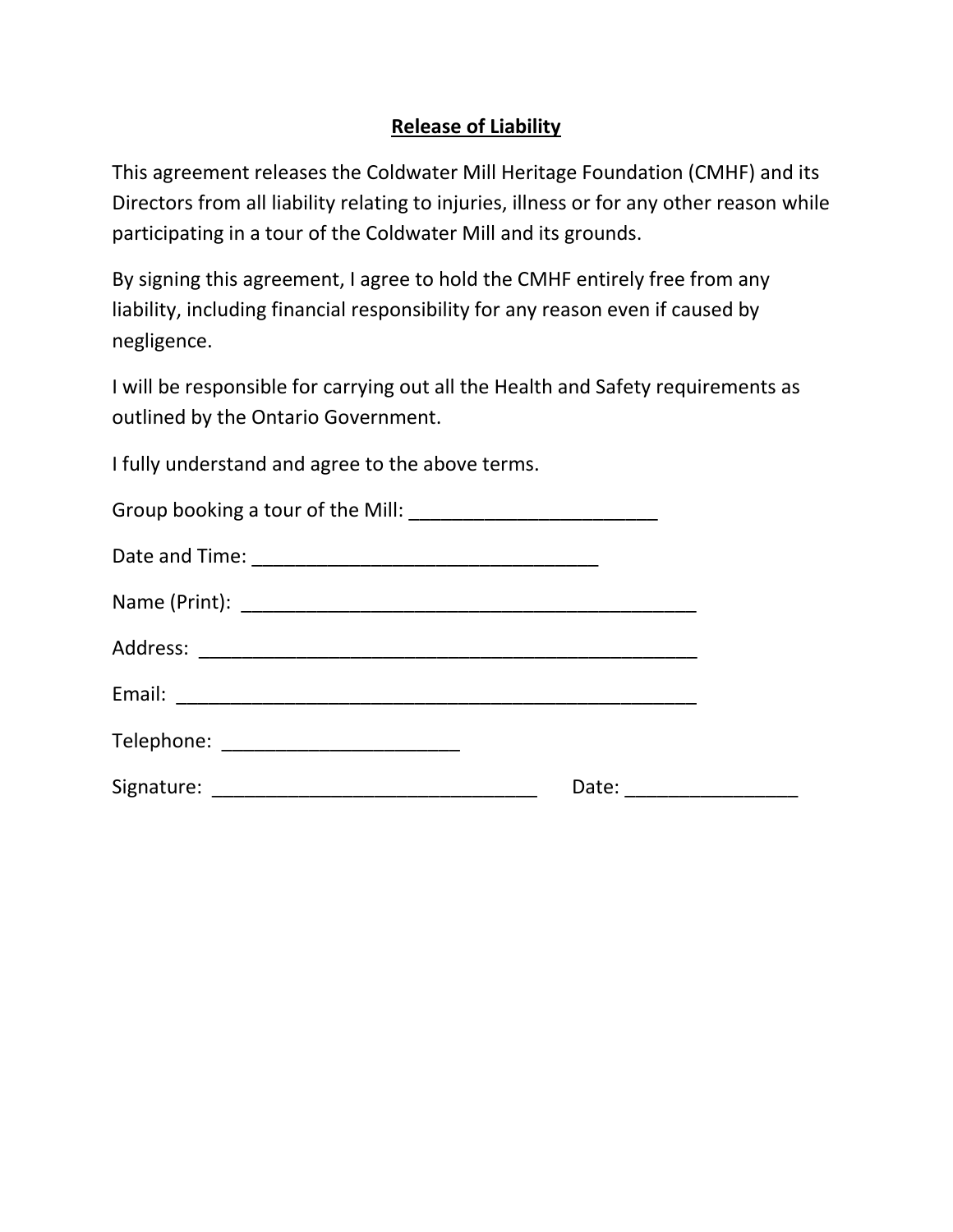**Release of Liability**

This agreement releases the Coldwater Mill Heritage Foundation (CMHF) and its Directors from all liability relating to injuries, illness or for any other reason while participating in a tour of the Coldwater Mill and its grounds.

By signing this agreement, I agree to hold the CMHF entirely free from any liability, including financial responsibility for any reason even if caused by negligence.

I will be responsible for carrying out all the Health and Safety requirements as outlined by the Ontario Government.

I fully understand and agree to the above terms.

Group booking a tour of the Mill: _______________________

Date and Time: ________________________________

Name (Print): ___________________________________________

Address: ______________________________________________

Email: ________________________________________________

Telephone: ______________________

Signature: ______________________________ Date: ________________